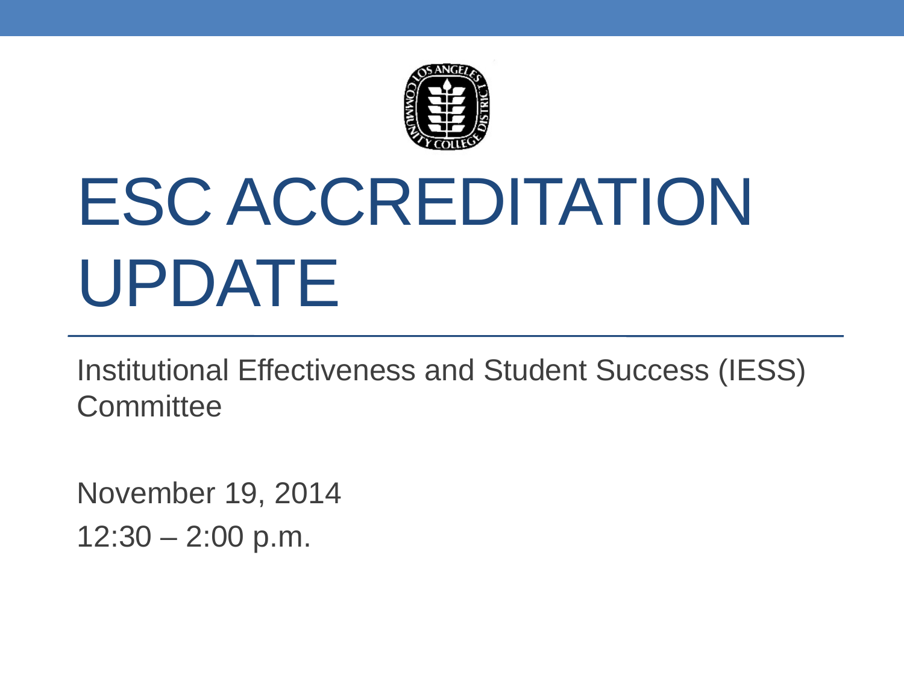# ESC ACCREDITATION UPDATE

Institutional Effectiveness and Student Success (IESS) Committee

November 19, 2014

12:30 – 2:00 p.m.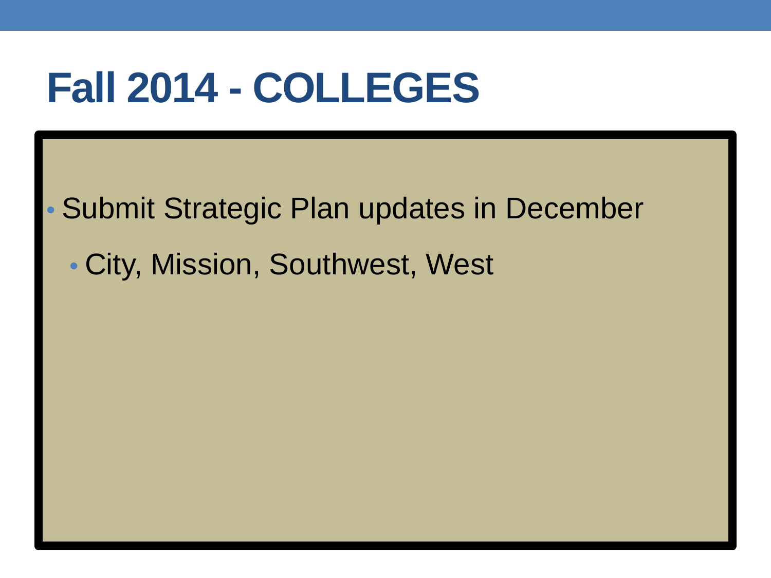# Fall 2014 - COLLEGES

- Submit Strategic Plan updates in December
  - City, Mission, Southwest, West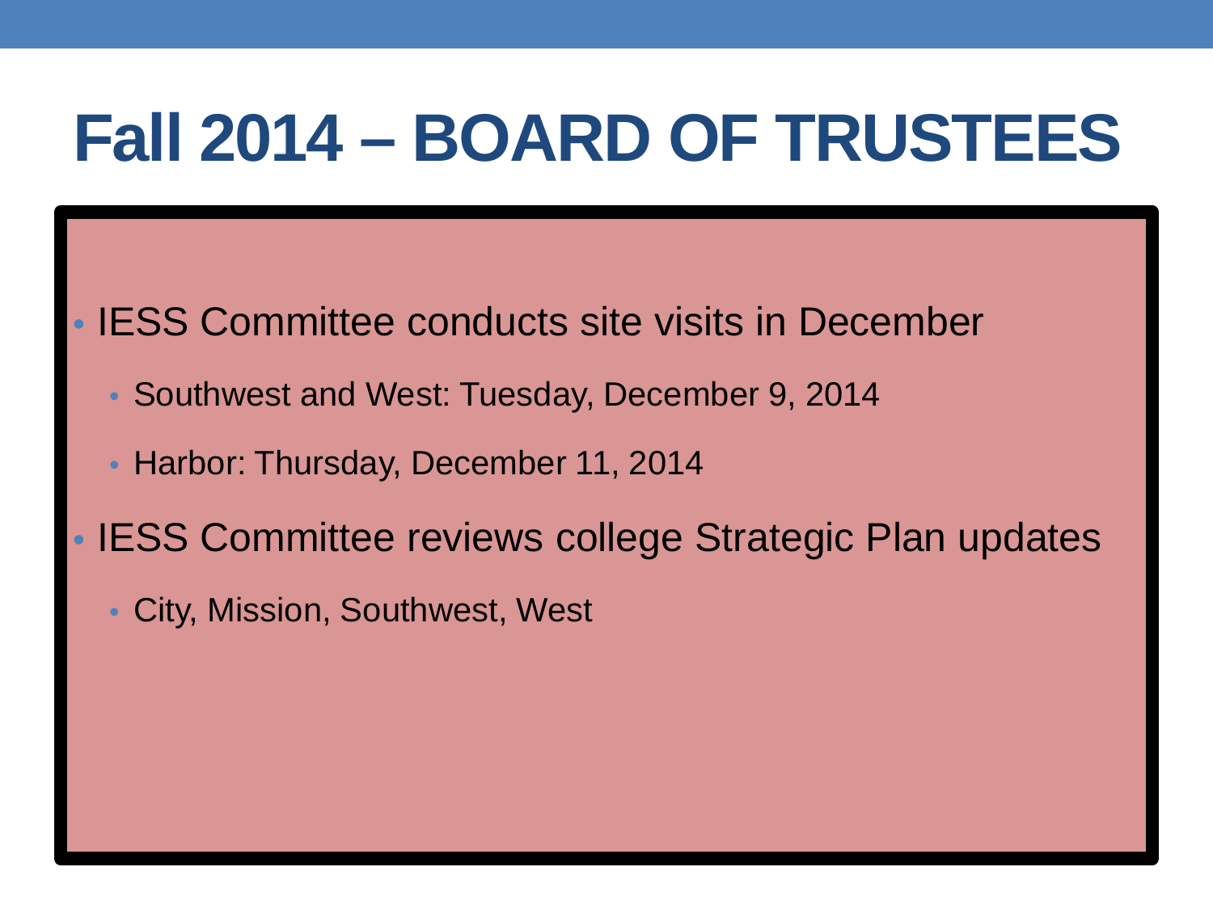# Fall 2014 – BOARD OF TRUSTEES

- IESS Committee conducts site visits in December
  - Southwest and West: Tuesday, December 9, 2014
  - Harbor: Thursday, December 11, 2014
- IESS Committee reviews college Strategic Plan updates
  - City, Mission, Southwest, West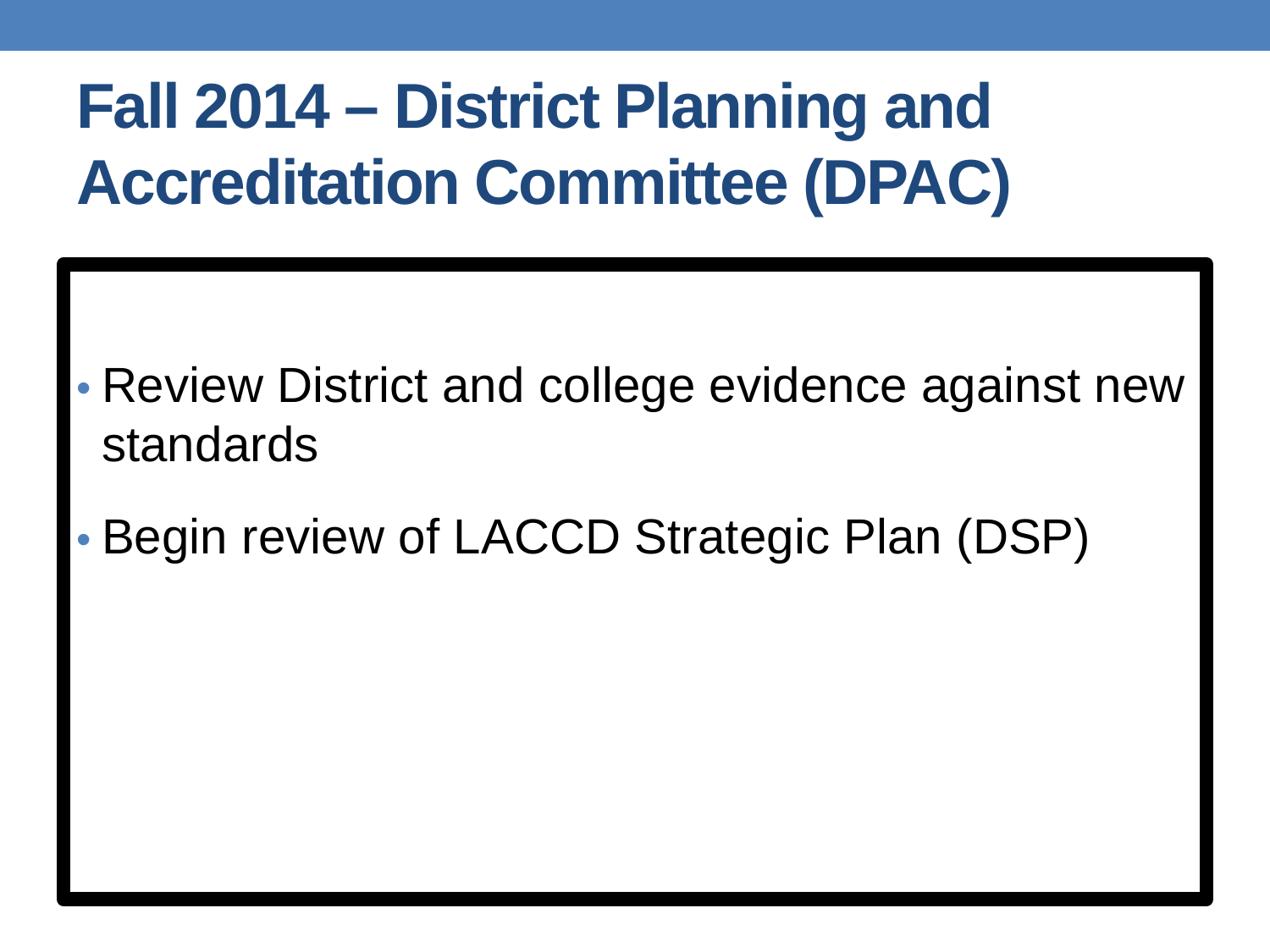# Fall 2014 – District Planning and Accreditation Committee (DPAC)

- Review District and college evidence against new standards
- Begin review of LACCD Strategic Plan (DSP)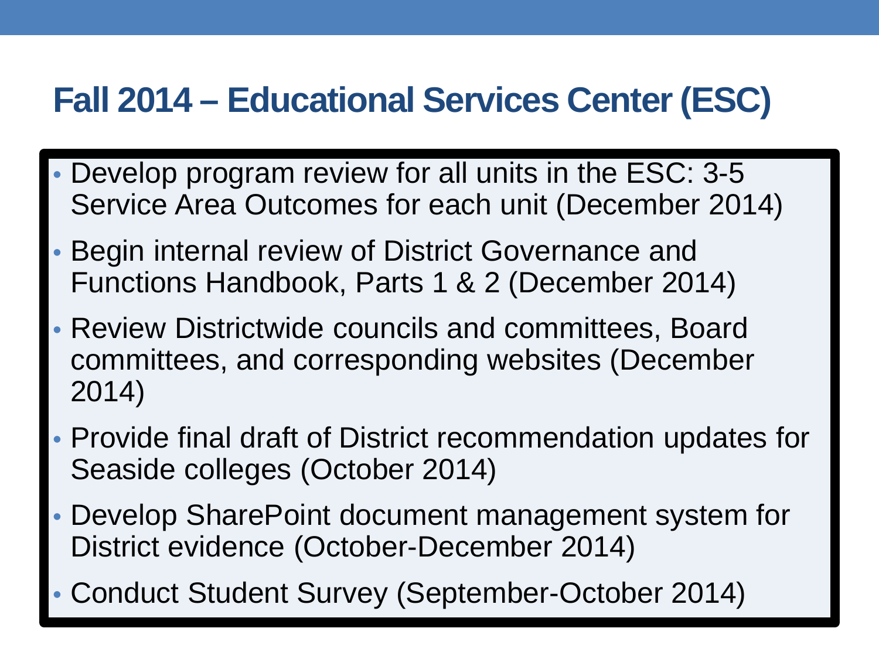# Fall 2014 – Educational Services Center (ESC)

- Develop program review for all units in the ESC: 3-5 Service Area Outcomes for each unit (December 2014)
- Begin internal review of District Governance and Functions Handbook, Parts 1 & 2 (December 2014)
- Review Districtwide councils and committees, Board committees, and corresponding websites (December 2014)
- Provide final draft of District recommendation updates for Seaside colleges (October 2014)
- Develop SharePoint document management system for District evidence (October-December 2014)
- Conduct Student Survey (September-October 2014)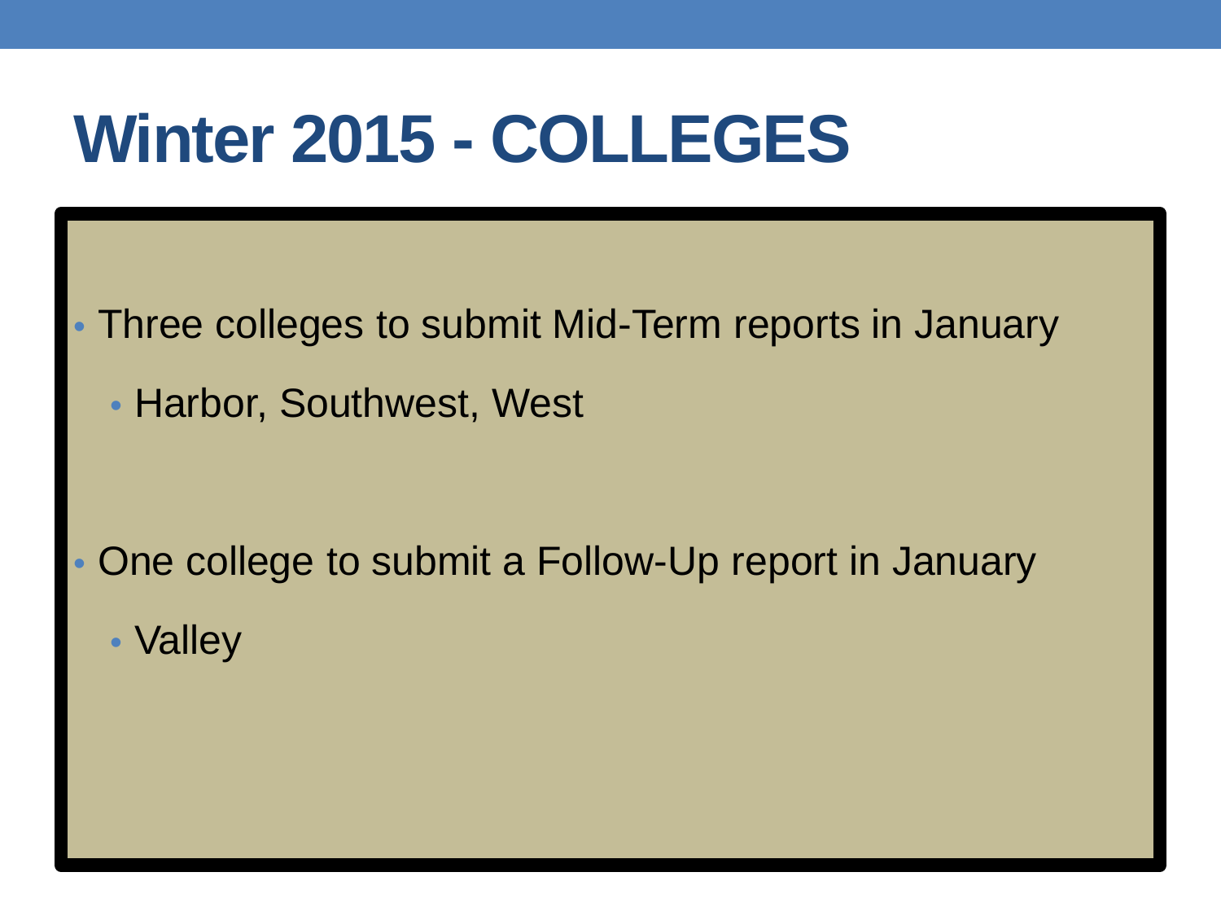# Winter 2015 - COLLEGES

- Three colleges to submit Mid-Term reports in January
  - Harbor, Southwest, West

- One college to submit a Follow-Up report in January
  - Valley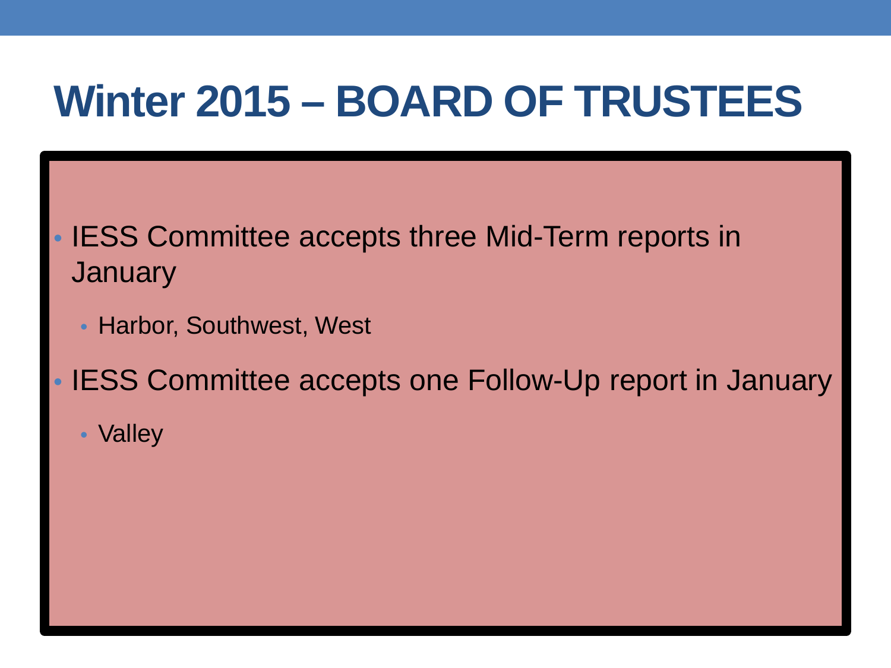# Winter 2015 – BOARD OF TRUSTEES

- IESS Committee accepts three Mid-Term reports in January
  - Harbor, Southwest, West
- IESS Committee accepts one Follow-Up report in January
  - Valley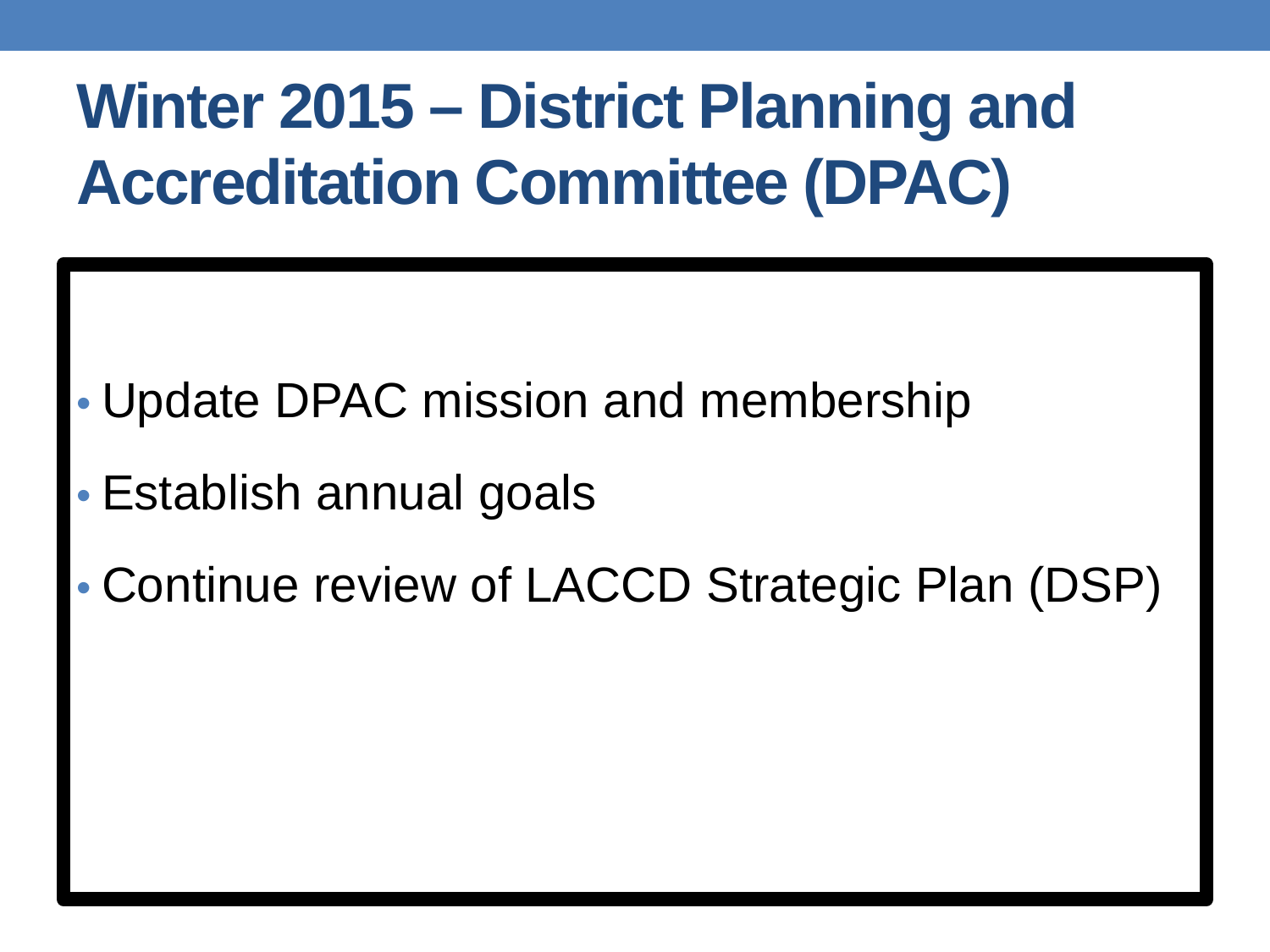# Winter 2015 – District Planning and Accreditation Committee (DPAC)

- Update DPAC mission and membership
- Establish annual goals
- Continue review of LACCD Strategic Plan (DSP)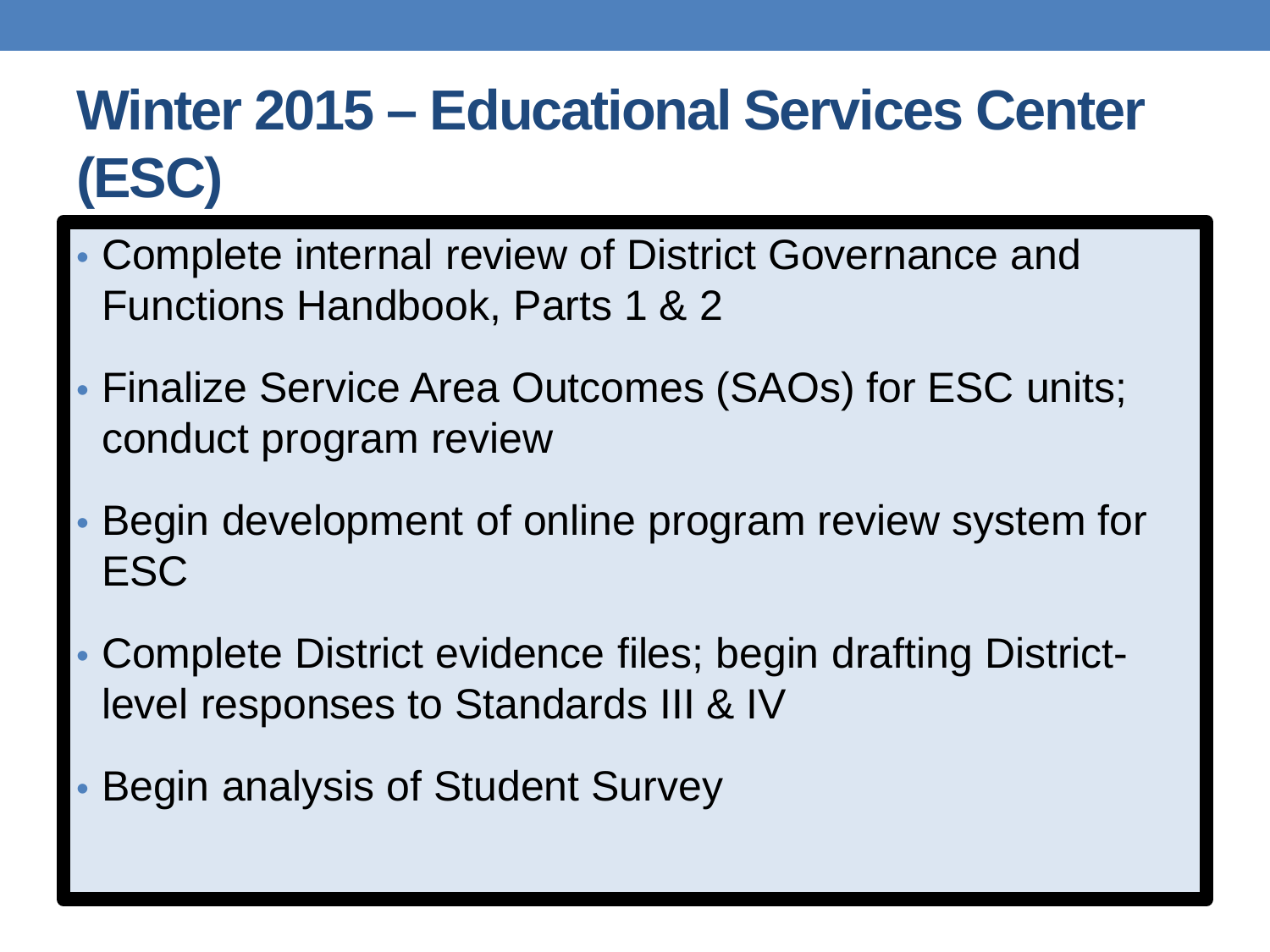# Winter 2015 – Educational Services Center (ESC)

- Complete internal review of District Governance and Functions Handbook, Parts 1 & 2
- Finalize Service Area Outcomes (SAOs) for ESC units; conduct program review
- Begin development of online program review system for ESC
- Complete District evidence files; begin drafting District-level responses to Standards III & IV
- Begin analysis of Student Survey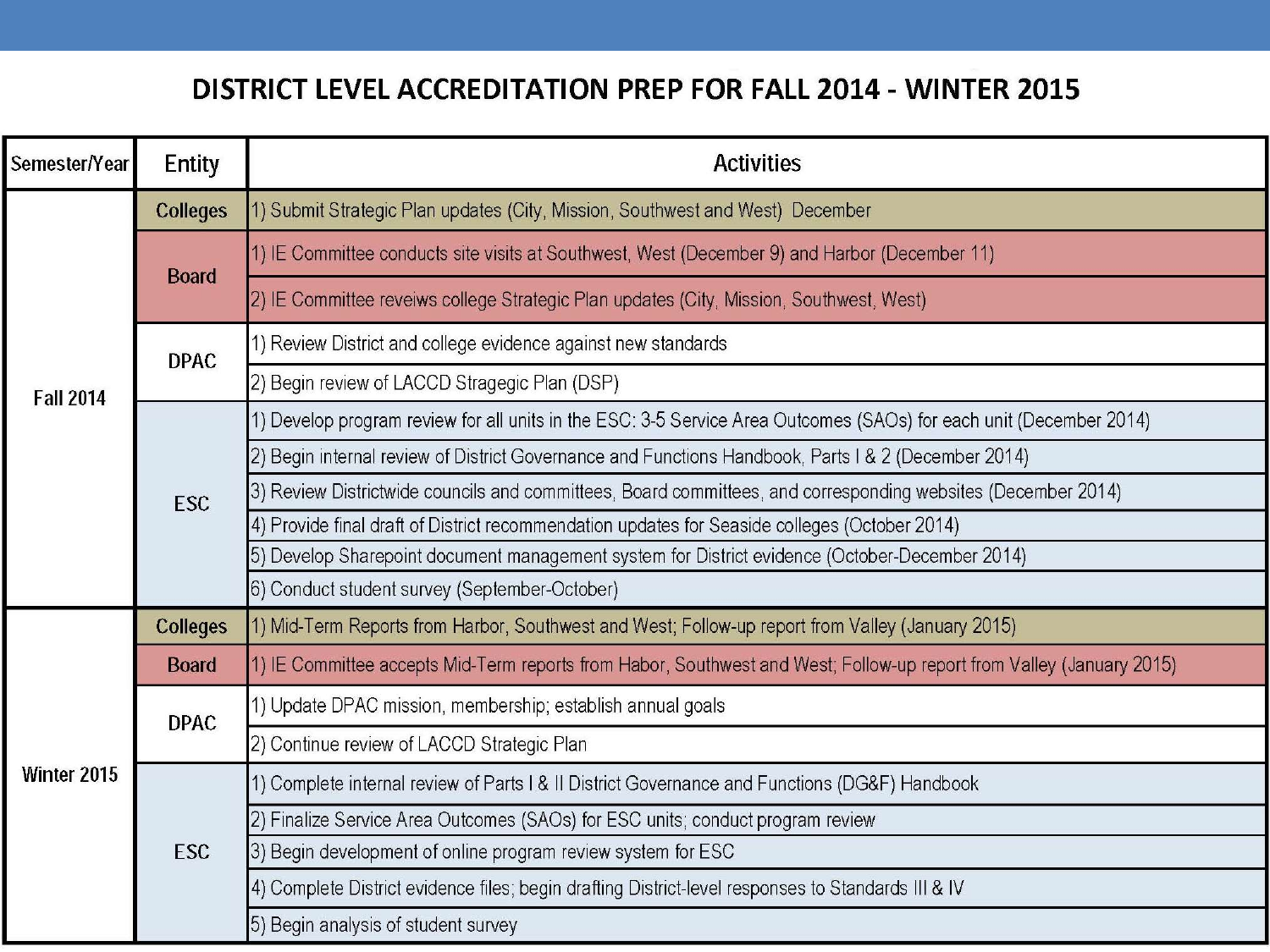# DISTRICT LEVEL ACCREDITATION PREP FOR FALL 2014 - WINTER 2015

| Semester/Year | Entity | Activities |
|---|---|---|
| Fall 2014 | Colleges | 1) Submit Strategic Plan updates (City, Mission, Southwest and West) December |
| | Board | 1) IE Committee conducts site visits at Southwest, West (December 9) and Harbor (December 11) |
| | | 2) IE Committee reveiws college Strategic Plan updates (City, Mission, Southwest, West) |
| | DPAC | 1) Review District and college evidence against new standards |
| | | 2) Begin review of LACCD Stragegic Plan (DSP) |
| | ESC | 1) Develop program review for all units in the ESC: 3-5 Service Area Outcomes (SAOs) for each unit (December 2014) |
| | | 2) Begin internal review of District Governance and Functions Handbook, Parts I & 2 (December 2014) |
| | | 3) Review Districtwide councils and committees, Board committees, and corresponding websites (December 2014) |
| | | 4) Provide final draft of District recommendation updates for Seaside colleges (October 2014) |
| | | 5) Develop Sharepoint document management system for District evidence (October-December 2014) |
| | | 6) Conduct student survey (September-October) |
| Winter 2015 | Colleges | 1) Mid-Term Reports from Harbor, Southwest and West; Follow-up report from Valley (January 2015) |
| | Board | 1) IE Committee accepts Mid-Term reports from Habor, Southwest and West; Follow-up report from Valley (January 2015) |
| | DPAC | 1) Update DPAC mission, membership; establish annual goals |
| | | 2) Continue review of LACCD Strategic Plan |
| | ESC | 1) Complete internal review of Parts I & II District Governance and Functions (DG&F) Handbook |
| | | 2) Finalize Service Area Outcomes (SAOs) for ESC units; conduct program review |
| | | 3) Begin development of online program review system for ESC |
| | | 4) Complete District evidence files; begin drafting District-level responses to Standards III & IV |
| | | 5) Begin analysis of student survey |